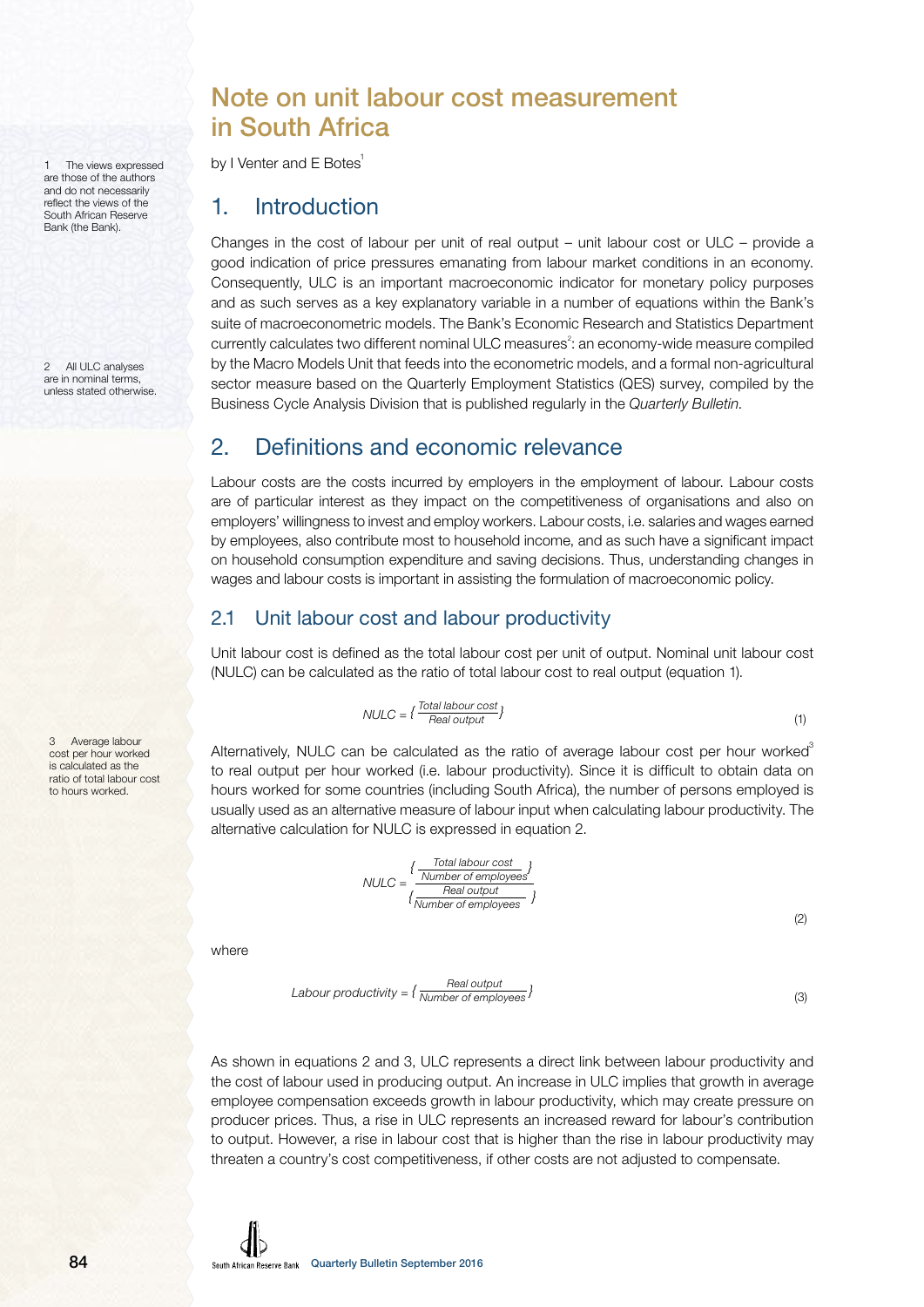# Note on unit labour cost measurement in South Africa

by I Venter and E Botes[1]

## 1. Introduction

Changes in the cost of labour per unit of real output – unit labour cost or ULC – provide a good indication of price pressures emanating from labour market conditions in an economy. Consequently, ULC is an important macroeconomic indicator for monetary policy purposes and as such serves as a key explanatory variable in a number of equations within the Bank's suite of macroeconometric models. The Bank's Economic Research and Statistics Department currently calculates two different nominal ULC measures[2]: an economy-wide measure compiled by the Macro Models Unit that feeds into the econometric models, and a formal non-agricultural sector measure based on the Quarterly Employment Statistics (QES) survey, compiled by the Business Cycle Analysis Division that is published regularly in the *Quarterly Bulletin*.

## 2. Definitions and economic relevance

Labour costs are the costs incurred by employers in the employment of labour. Labour costs are of particular interest as they impact on the competitiveness of organisations and also on employers' willingness to invest and employ workers. Labour costs, i.e. salaries and wages earned by employees, also contribute most to household income, and as such have a significant impact on household consumption expenditure and saving decisions. Thus, understanding changes in wages and labour costs is important in assisting the formulation of macroeconomic policy.

### 2.1 Unit labour cost and labour productivity

Unit labour cost is defined as the total labour cost per unit of output. Nominal unit labour cost (NULC) can be calculated as the ratio of total labour cost to real output (equation 1).

$$NULC = \left\{ \frac{\text{Total labour cost}}{\text{Real output}} \right\} \tag{1}$$

Alternatively, NULC can be calculated as the ratio of average labour cost per hour worked[3] to real output per hour worked (i.e. labour productivity). Since it is difficult to obtain data on hours worked for some countries (including South Africa), the number of persons employed is usually used as an alternative measure of labour input when calculating labour productivity. The alternative calculation for NULC is expressed in equation 2.

$$NULC = \frac{\left\{ \frac{\text{Total labour cost}}{\text{Number of employees}} \right\}}{\left\{ \frac{\text{Real output}}{\text{Number of employees}} \right\}} \tag{2}$$

where

$$\text{Labour productivity} = \left\{ \frac{\text{Real output}}{\text{Number of employees}} \right\} \tag{3}$$

As shown in equations 2 and 3, ULC represents a direct link between labour productivity and the cost of labour used in producing output. An increase in ULC implies that growth in average employee compensation exceeds growth in labour productivity, which may create pressure on producer prices. Thus, a rise in ULC represents an increased reward for labour's contribution to output. However, a rise in labour cost that is higher than the rise in labour productivity may threaten a country's cost competitiveness, if other costs are not adjusted to compensate.

---

1 The views expressed are those of the authors and do not necessarily reflect the views of the South African Reserve Bank (the Bank).

2 All ULC analyses are in nominal terms, unless stated otherwise.

3 Average labour cost per hour worked is calculated as the ratio of total labour cost to hours worked.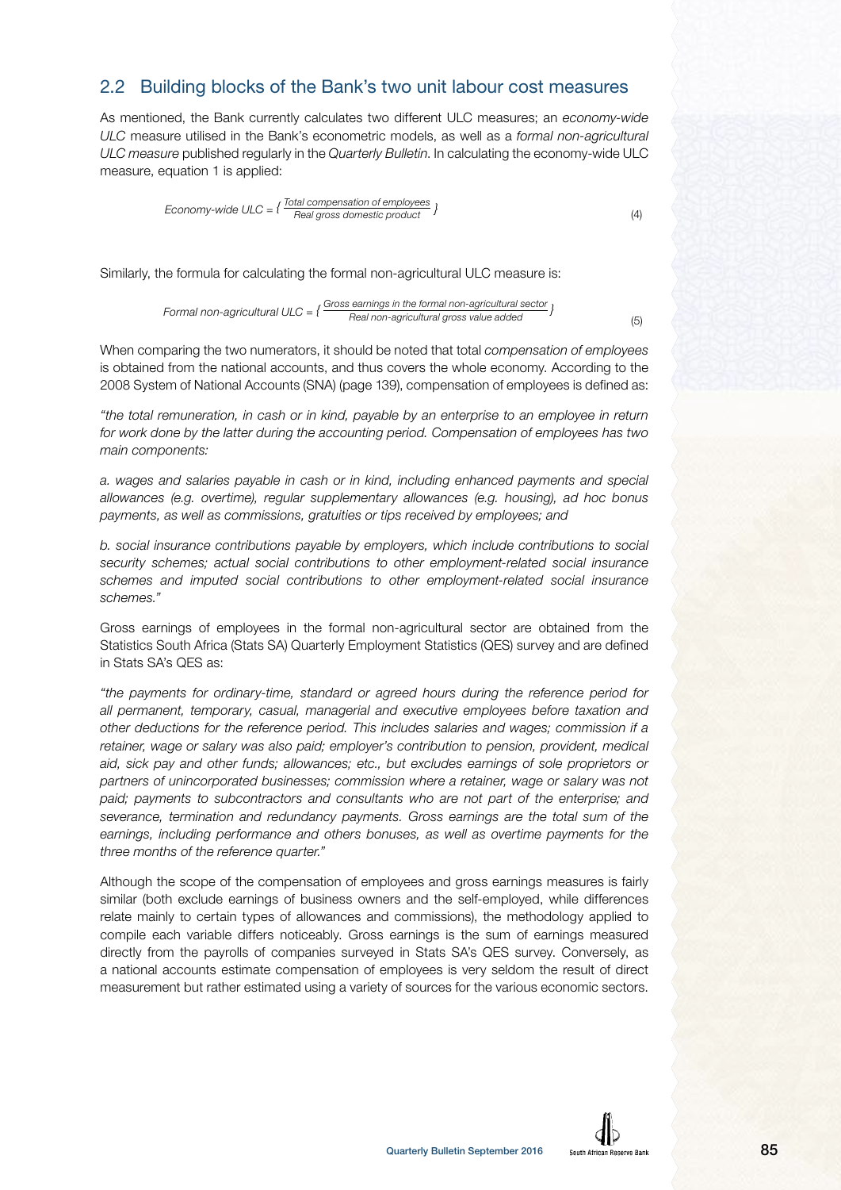## 2.2 Building blocks of the Bank's two unit labour cost measures

As mentioned, the Bank currently calculates two different ULC measures; an *economy-wide ULC* measure utilised in the Bank's econometric models, as well as a *formal non-agricultural ULC measure* published regularly in the *Quarterly Bulletin*. In calculating the economy-wide ULC measure, equation 1 is applied:

$$\text{Economy-wide ULC} = \left\{ \frac{\text{Total compensation of employees}}{\text{Real gross domestic product}} \right\} \tag{4}$$

Similarly, the formula for calculating the formal non-agricultural ULC measure is:

$$\text{Formal non-agricultural ULC} = \left\{ \frac{\text{Gross earnings in the formal non-agricultural sector}}{\text{Real non-agricultural gross value added}} \right\} \tag{5}$$

When comparing the two numerators, it should be noted that total *compensation of employees* is obtained from the national accounts, and thus covers the whole economy. According to the 2008 System of National Accounts (SNA) (page 139), compensation of employees is defined as:

*"the total remuneration, in cash or in kind, payable by an enterprise to an employee in return for work done by the latter during the accounting period. Compensation of employees has two main components:*

*a. wages and salaries payable in cash or in kind, including enhanced payments and special allowances (e.g. overtime), regular supplementary allowances (e.g. housing), ad hoc bonus payments, as well as commissions, gratuities or tips received by employees; and*

*b. social insurance contributions payable by employers, which include contributions to social security schemes; actual social contributions to other employment-related social insurance schemes and imputed social contributions to other employment-related social insurance schemes."*

Gross earnings of employees in the formal non-agricultural sector are obtained from the Statistics South Africa (Stats SA) Quarterly Employment Statistics (QES) survey and are defined in Stats SA's QES as:

*"the payments for ordinary-time, standard or agreed hours during the reference period for all permanent, temporary, casual, managerial and executive employees before taxation and other deductions for the reference period. This includes salaries and wages; commission if a retainer, wage or salary was also paid; employer's contribution to pension, provident, medical aid, sick pay and other funds; allowances; etc., but excludes earnings of sole proprietors or partners of unincorporated businesses; commission where a retainer, wage or salary was not paid; payments to subcontractors and consultants who are not part of the enterprise; and severance, termination and redundancy payments. Gross earnings are the total sum of the earnings, including performance and others bonuses, as well as overtime payments for the three months of the reference quarter."*

Although the scope of the compensation of employees and gross earnings measures is fairly similar (both exclude earnings of business owners and the self-employed, while differences relate mainly to certain types of allowances and commissions), the methodology applied to compile each variable differs noticeably. Gross earnings is the sum of earnings measured directly from the payrolls of companies surveyed in Stats SA's QES survey. Conversely, as a national accounts estimate compensation of employees is very seldom the result of direct measurement but rather estimated using a variety of sources for the various economic sectors.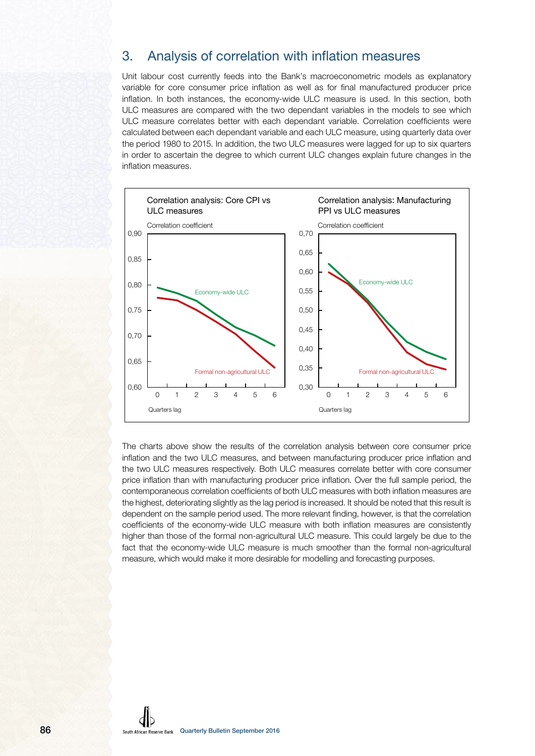## 3. Analysis of correlation with inflation measures

Unit labour cost currently feeds into the Bank's macroeconometric models as explanatory variable for core consumer price inflation as well as for final manufactured producer price inflation. In both instances, the economy-wide ULC measure is used. In this section, both ULC measures are compared with the two dependant variables in the models to see which ULC measure correlates better with each dependant variable. Correlation coefficients were calculated between each dependant variable and each ULC measure, using quarterly data over the period 1980 to 2015. In addition, the two ULC measures were lagged for up to six quarters in order to ascertain the degree to which current ULC changes explain future changes in the inflation measures.

Correlation analysis: Core CPI vs ULC measures

Correlation analysis: Manufacturing PPI vs ULC measures

The charts above show the results of the correlation analysis between core consumer price inflation and the two ULC measures, and between manufacturing producer price inflation and the two ULC measures respectively. Both ULC measures correlate better with core consumer price inflation than with manufacturing producer price inflation. Over the full sample period, the contemporaneous correlation coefficients of both ULC measures with both inflation measures are the highest, deteriorating slightly as the lag period is increased. It should be noted that this result is dependent on the sample period used. The more relevant finding, however, is that the correlation coefficients of the economy-wide ULC measure with both inflation measures are consistently higher than those of the formal non-agricultural ULC measure. This could largely be due to the fact that the economy-wide ULC measure is much smoother than the formal non-agricultural measure, which would make it more desirable for modelling and forecasting purposes.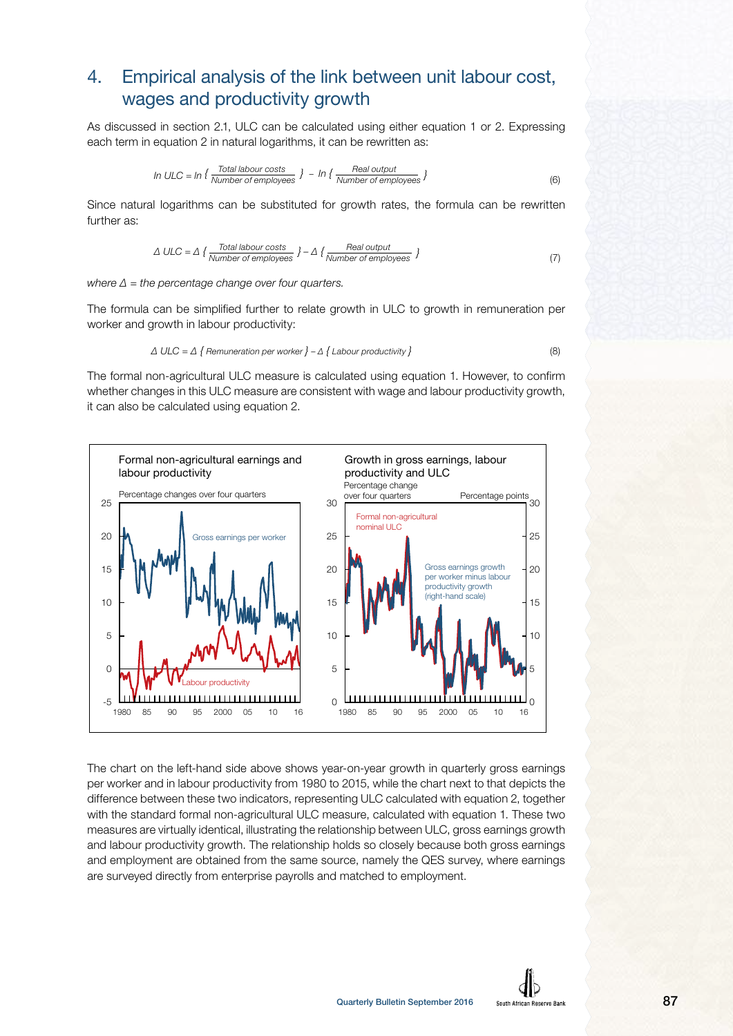## 4. Empirical analysis of the link between unit labour cost, wages and productivity growth

As discussed in section 2.1, ULC can be calculated using either equation 1 or 2. Expressing each term in equation 2 in natural logarithms, it can be rewritten as:

$$\ln ULC = \ln\left\{\frac{\text{Total labour costs}}{\text{Number of employees}}\right\} - \ln\left\{\frac{\text{Real output}}{\text{Number of employees}}\right\} \tag{6}$$

Since natural logarithms can be substituted for growth rates, the formula can be rewritten further as:

$$\Delta\ ULC = \Delta\left\{\frac{\text{Total labour costs}}{\text{Number of employees}}\right\} - \Delta\left\{\frac{\text{Real output}}{\text{Number of employees}}\right\} \tag{7}$$

*where Δ = the percentage change over four quarters.*

The formula can be simplified further to relate growth in ULC to growth in remuneration per worker and growth in labour productivity:

$$\Delta\ ULC = \Delta\ \{\text{Remuneration per worker}\} - \Delta\ \{\text{Labour productivity}\} \tag{8}$$

The formal non-agricultural ULC measure is calculated using equation 1. However, to confirm whether changes in this ULC measure are consistent with wage and labour productivity growth, it can also be calculated using equation 2.

The chart on the left-hand side above shows year-on-year growth in quarterly gross earnings per worker and in labour productivity from 1980 to 2015, while the chart next to that depicts the difference between these two indicators, representing ULC calculated with equation 2, together with the standard formal non-agricultural ULC measure, calculated with equation 1. These two measures are virtually identical, illustrating the relationship between ULC, gross earnings growth and labour productivity growth. The relationship holds so closely because both gross earnings and employment are obtained from the same source, namely the QES survey, where earnings are surveyed directly from enterprise payrolls and matched to employment.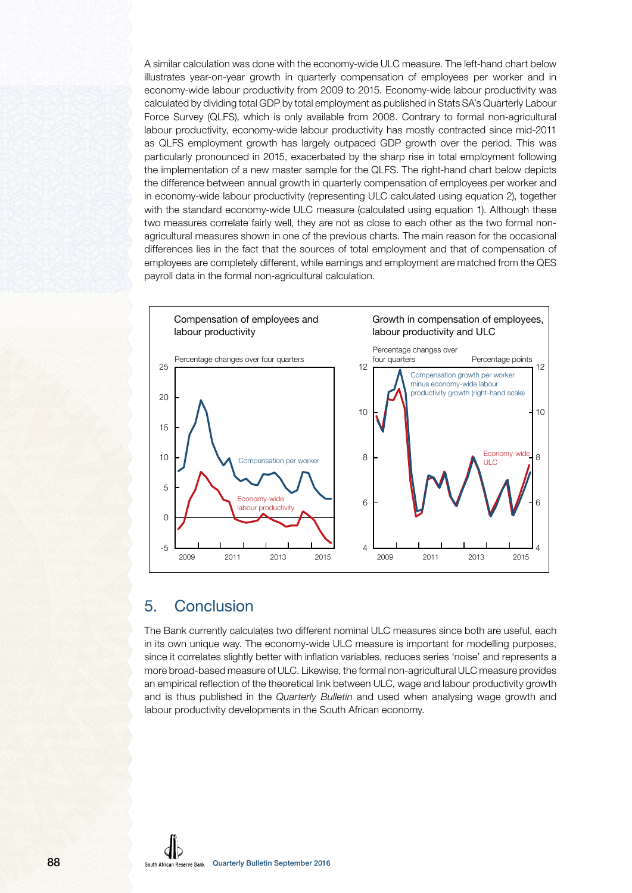A similar calculation was done with the economy-wide ULC measure. The left-hand chart below illustrates year-on-year growth in quarterly compensation of employees per worker and in economy-wide labour productivity from 2009 to 2015. Economy-wide labour productivity was calculated by dividing total GDP by total employment as published in Stats SA's Quarterly Labour Force Survey (QLFS), which is only available from 2008. Contrary to formal non-agricultural labour productivity, economy-wide labour productivity has mostly contracted since mid-2011 as QLFS employment growth has largely outpaced GDP growth over the period. This was particularly pronounced in 2015, exacerbated by the sharp rise in total employment following the implementation of a new master sample for the QLFS. The right-hand chart below depicts the difference between annual growth in quarterly compensation of employees per worker and in economy-wide labour productivity (representing ULC calculated using equation 2), together with the standard economy-wide ULC measure (calculated using equation 1). Although these two measures correlate fairly well, they are not as close to each other as the two formal non-agricultural measures shown in one of the previous charts. The main reason for the occasional differences lies in the fact that the sources of total employment and that of compensation of employees are completely different, while earnings and employment are matched from the QES payroll data in the formal non-agricultural calculation.

Compensation of employees and labour productivity

Percentage changes over four quarters

25
20
15
10
5
0
-5

Compensation per worker

Economy-wide labour productivity

2009 2011 2013 2015

Growth in compensation of employees, labour productivity and ULC

Percentage changes over four quarters

Percentage points

12
10
8
6
4

Compensation growth per worker minus economy-wide labour productivity growth (right-hand scale)

Economy-wide ULC

2009 2011 2013 2015

## 5. Conclusion

The Bank currently calculates two different nominal ULC measures since both are useful, each in its own unique way. The economy-wide ULC measure is important for modelling purposes, since it correlates slightly better with inflation variables, reduces series 'noise' and represents a more broad-based measure of ULC. Likewise, the formal non-agricultural ULC measure provides an empirical reflection of the theoretical link between ULC, wage and labour productivity growth and is thus published in the *Quarterly Bulletin* and used when analysing wage growth and labour productivity developments in the South African economy.